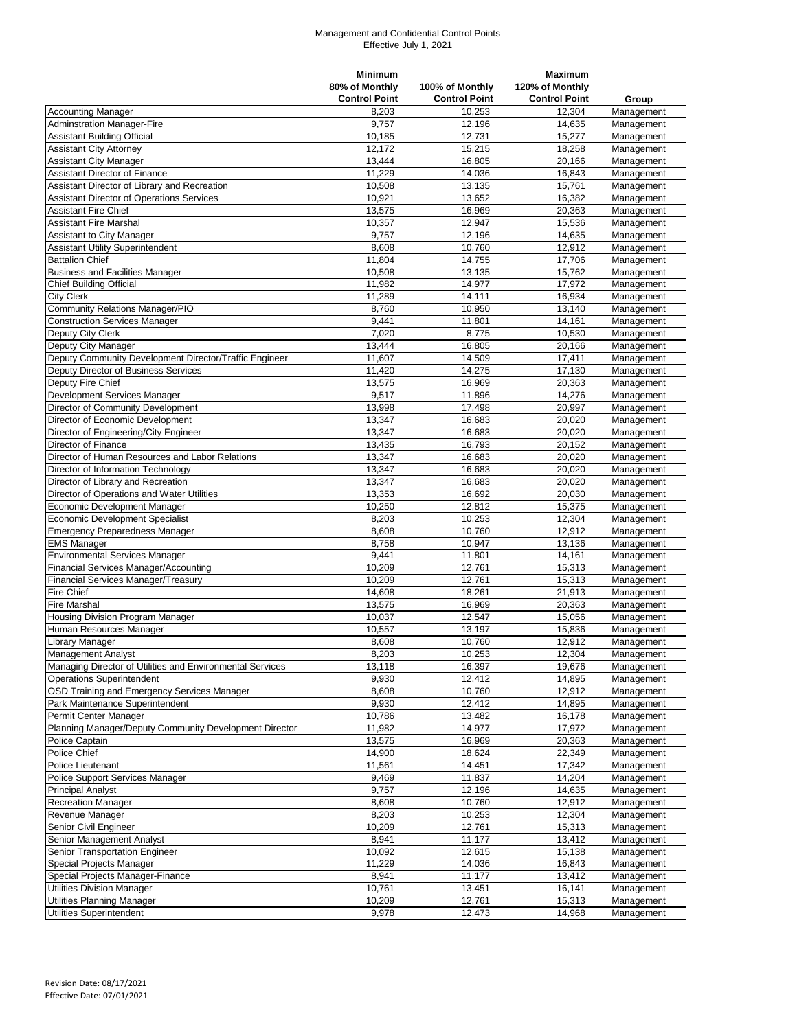Management and Confidential Control Points
Effective July 1, 2021

| | Minimum 80% of Monthly Control Point | 100% of Monthly Control Point | Maximum 120% of Monthly Control Point | Group |
|---|---|---|---|---|
| Accounting Manager | 8,203 | 10,253 | 12,304 | Management |
| Adminstration Manager-Fire | 9,757 | 12,196 | 14,635 | Management |
| Assistant Building Official | 10,185 | 12,731 | 15,277 | Management |
| Assistant City Attorney | 12,172 | 15,215 | 18,258 | Management |
| Assistant City Manager | 13,444 | 16,805 | 20,166 | Management |
| Assistant Director of Finance | 11,229 | 14,036 | 16,843 | Management |
| Assistant Director of Library and Recreation | 10,508 | 13,135 | 15,761 | Management |
| Assistant Director of Operations Services | 10,921 | 13,652 | 16,382 | Management |
| Assistant Fire Chief | 13,575 | 16,969 | 20,363 | Management |
| Assistant Fire Marshal | 10,357 | 12,947 | 15,536 | Management |
| Assistant to City Manager | 9,757 | 12,196 | 14,635 | Management |
| Assistant Utility Superintendent | 8,608 | 10,760 | 12,912 | Management |
| Battalion Chief | 11,804 | 14,755 | 17,706 | Management |
| Business and Facilities Manager | 10,508 | 13,135 | 15,762 | Management |
| Chief Building Official | 11,982 | 14,977 | 17,972 | Management |
| City Clerk | 11,289 | 14,111 | 16,934 | Management |
| Community Relations Manager/PIO | 8,760 | 10,950 | 13,140 | Management |
| Construction Services Manager | 9,441 | 11,801 | 14,161 | Management |
| Deputy City Clerk | 7,020 | 8,775 | 10,530 | Management |
| Deputy City Manager | 13,444 | 16,805 | 20,166 | Management |
| Deputy Community Development Director/Traffic Engineer | 11,607 | 14,509 | 17,411 | Management |
| Deputy Director of Business Services | 11,420 | 14,275 | 17,130 | Management |
| Deputy Fire Chief | 13,575 | 16,969 | 20,363 | Management |
| Development Services Manager | 9,517 | 11,896 | 14,276 | Management |
| Director of Community Development | 13,998 | 17,498 | 20,997 | Management |
| Director of Economic Development | 13,347 | 16,683 | 20,020 | Management |
| Director of Engineering/City Engineer | 13,347 | 16,683 | 20,020 | Management |
| Director of Finance | 13,435 | 16,793 | 20,152 | Management |
| Director of Human Resources and Labor Relations | 13,347 | 16,683 | 20,020 | Management |
| Director of Information Technology | 13,347 | 16,683 | 20,020 | Management |
| Director of Library and Recreation | 13,347 | 16,683 | 20,020 | Management |
| Director of Operations and Water Utilities | 13,353 | 16,692 | 20,030 | Management |
| Economic Development Manager | 10,250 | 12,812 | 15,375 | Management |
| Economic Development Specialist | 8,203 | 10,253 | 12,304 | Management |
| Emergency Preparedness Manager | 8,608 | 10,760 | 12,912 | Management |
| EMS Manager | 8,758 | 10,947 | 13,136 | Management |
| Environmental Services Manager | 9,441 | 11,801 | 14,161 | Management |
| Financial Services Manager/Accounting | 10,209 | 12,761 | 15,313 | Management |
| Financial Services Manager/Treasury | 10,209 | 12,761 | 15,313 | Management |
| Fire Chief | 14,608 | 18,261 | 21,913 | Management |
| Fire Marshal | 13,575 | 16,969 | 20,363 | Management |
| Housing Division Program Manager | 10,037 | 12,547 | 15,056 | Management |
| Human Resources Manager | 10,557 | 13,197 | 15,836 | Management |
| Library Manager | 8,608 | 10,760 | 12,912 | Management |
| Management Analyst | 8,203 | 10,253 | 12,304 | Management |
| Managing Director of Utilities and Environmental Services | 13,118 | 16,397 | 19,676 | Management |
| Operations Superintendent | 9,930 | 12,412 | 14,895 | Management |
| OSD Training and Emergency Services Manager | 8,608 | 10,760 | 12,912 | Management |
| Park Maintenance Superintendent | 9,930 | 12,412 | 14,895 | Management |
| Permit Center Manager | 10,786 | 13,482 | 16,178 | Management |
| Planning Manager/Deputy Community Development Director | 11,982 | 14,977 | 17,972 | Management |
| Police Captain | 13,575 | 16,969 | 20,363 | Management |
| Police Chief | 14,900 | 18,624 | 22,349 | Management |
| Police Lieutenant | 11,561 | 14,451 | 17,342 | Management |
| Police Support Services Manager | 9,469 | 11,837 | 14,204 | Management |
| Principal Analyst | 9,757 | 12,196 | 14,635 | Management |
| Recreation Manager | 8,608 | 10,760 | 12,912 | Management |
| Revenue Manager | 8,203 | 10,253 | 12,304 | Management |
| Senior Civil Engineer | 10,209 | 12,761 | 15,313 | Management |
| Senior Management Analyst | 8,941 | 11,177 | 13,412 | Management |
| Senior Transportation Engineer | 10,092 | 12,615 | 15,138 | Management |
| Special Projects Manager | 11,229 | 14,036 | 16,843 | Management |
| Special Projects Manager-Finance | 8,941 | 11,177 | 13,412 | Management |
| Utilities Division Manager | 10,761 | 13,451 | 16,141 | Management |
| Utilities Planning Manager | 10,209 | 12,761 | 15,313 | Management |
| Utilities Superintendent | 9,978 | 12,473 | 14,968 | Management |

Revision Date: 08/17/2021
Effective Date: 07/01/2021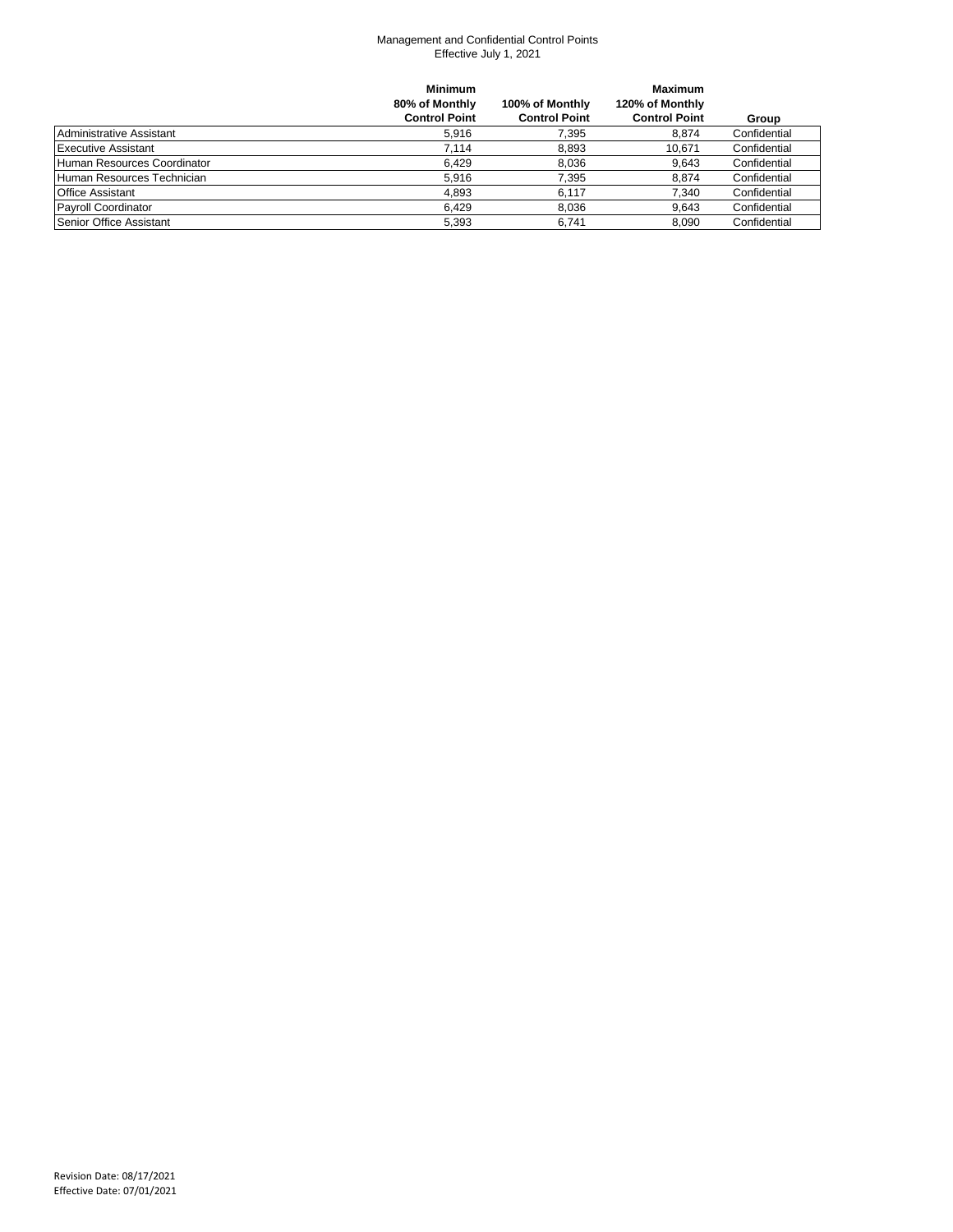Management and Confidential Control Points
Effective July 1, 2021

| | Minimum 80% of Monthly Control Point | 100% of Monthly Control Point | Maximum 120% of Monthly Control Point | Group |
|---|---|---|---|---|
| Administrative Assistant | 5,916 | 7,395 | 8,874 | Confidential |
| Executive Assistant | 7,114 | 8,893 | 10,671 | Confidential |
| Human Resources Coordinator | 6,429 | 8,036 | 9,643 | Confidential |
| Human Resources Technician | 5,916 | 7,395 | 8,874 | Confidential |
| Office Assistant | 4,893 | 6,117 | 7,340 | Confidential |
| Payroll Coordinator | 6,429 | 8,036 | 9,643 | Confidential |
| Senior Office Assistant | 5,393 | 6,741 | 8,090 | Confidential |

Revision Date: 08/17/2021
Effective Date: 07/01/2021